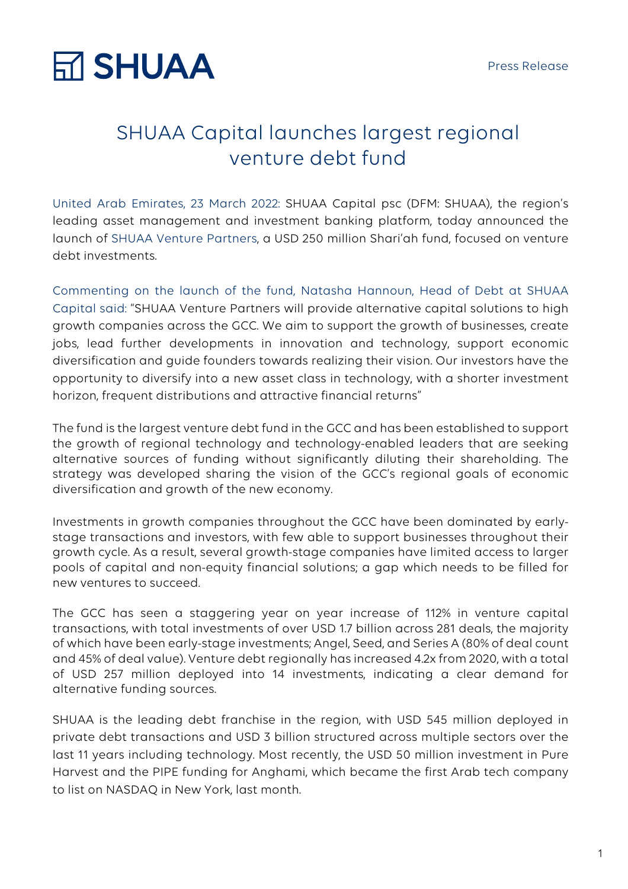SHUAA

Press Release

# SHUAA Capital launches largest regional venture debt fund

United Arab Emirates, 23 March 2022: SHUAA Capital psc (DFM: SHUAA), the region's leading asset management and investment banking platform, today announced the launch of SHUAA Venture Partners, a USD 250 million Shari'ah fund, focused on venture debt investments.

Commenting on the launch of the fund, Natasha Hannoun, Head of Debt at SHUAA Capital said: "SHUAA Venture Partners will provide alternative capital solutions to high growth companies across the GCC. We aim to support the growth of businesses, create jobs, lead further developments in innovation and technology, support economic diversification and guide founders towards realizing their vision. Our investors have the opportunity to diversify into a new asset class in technology, with a shorter investment horizon, frequent distributions and attractive financial returns"

The fund is the largest venture debt fund in the GCC and has been established to support the growth of regional technology and technology-enabled leaders that are seeking alternative sources of funding without significantly diluting their shareholding. The strategy was developed sharing the vision of the GCC's regional goals of economic diversification and growth of the new economy.

Investments in growth companies throughout the GCC have been dominated by early-stage transactions and investors, with few able to support businesses throughout their growth cycle. As a result, several growth-stage companies have limited access to larger pools of capital and non-equity financial solutions; a gap which needs to be filled for new ventures to succeed.

The GCC has seen a staggering year on year increase of 112% in venture capital transactions, with total investments of over USD 1.7 billion across 281 deals, the majority of which have been early-stage investments; Angel, Seed, and Series A (80% of deal count and 45% of deal value). Venture debt regionally has increased 4.2x from 2020, with a total of USD 257 million deployed into 14 investments, indicating a clear demand for alternative funding sources.

SHUAA is the leading debt franchise in the region, with USD 545 million deployed in private debt transactions and USD 3 billion structured across multiple sectors over the last 11 years including technology. Most recently, the USD 50 million investment in Pure Harvest and the PIPE funding for Anghami, which became the first Arab tech company to list on NASDAQ in New York, last month.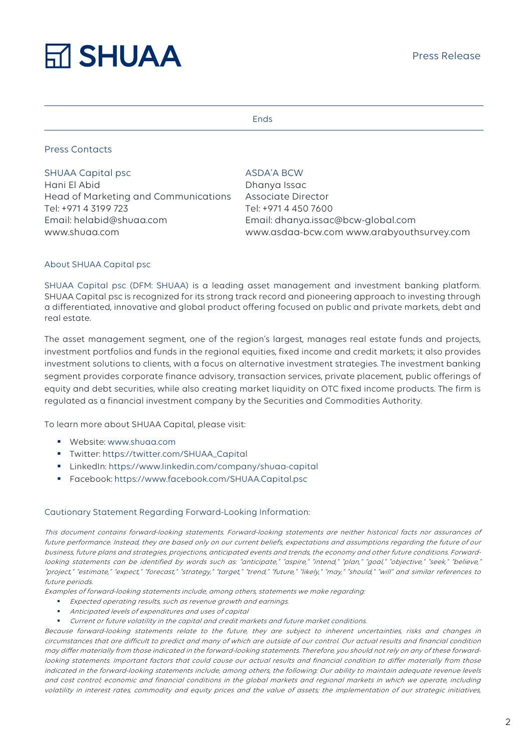Ends

## Press Contacts

**SHUAA Capital psc**
Hani El Abid
Head of Marketing and Communications
Tel: +971 4 3199 723
Email: helabid@shuaa.com
www.shuaa.com

**ASDA'A BCW**
Dhanya Issac
Associate Director
Tel: +971 4 450 7600
Email: dhanya.issac@bcw-global.com
www.asdaa-bcw.com www.arabyouthsurvey.com

## About SHUAA Capital psc

SHUAA Capital psc (DFM: SHUAA) is a leading asset management and investment banking platform. SHUAA Capital psc is recognized for its strong track record and pioneering approach to investing through a differentiated, innovative and global product offering focused on public and private markets, debt and real estate.

The asset management segment, one of the region's largest, manages real estate funds and projects, investment portfolios and funds in the regional equities, fixed income and credit markets; it also provides investment solutions to clients, with a focus on alternative investment strategies. The investment banking segment provides corporate finance advisory, transaction services, private placement, public offerings of equity and debt securities, while also creating market liquidity on OTC fixed income products. The firm is regulated as a financial investment company by the Securities and Commodities Authority.

To learn more about SHUAA Capital, please visit:

- Website: www.shuaa.com
- Twitter: https://twitter.com/SHUAA_Capital
- LinkedIn: https://www.linkedin.com/company/shuaa-capital
- Facebook: https://www.facebook.com/SHUAA.Capital.psc

## Cautionary Statement Regarding Forward-Looking Information:

*This document contains forward-looking statements. Forward-looking statements are neither historical facts nor assurances of future performance. Instead, they are based only on our current beliefs, expectations and assumptions regarding the future of our business, future plans and strategies, projections, anticipated events and trends, the economy and other future conditions. Forward-looking statements can be identified by words such as: "anticipate," "aspire," "intend," "plan," "goal," "objective," "seek," "believe," "project," "estimate," "expect," "forecast," "strategy," "target," "trend," "future," "likely," "may," "should," "will" and similar references to future periods.*

*Examples of forward-looking statements include, among others, statements we make regarding:*

- *Expected operating results, such as revenue growth and earnings.*
- *Anticipated levels of expenditures and uses of capital*
- *Current or future volatility in the capital and credit markets and future market conditions.*

*Because forward-looking statements relate to the future, they are subject to inherent uncertainties, risks and changes in circumstances that are difficult to predict and many of which are outside of our control. Our actual results and financial condition may differ materially from those indicated in the forward-looking statements. Therefore, you should not rely on any of these forward-looking statements. Important factors that could cause our actual results and financial condition to differ materially from those indicated in the forward-looking statements include, among others, the following: Our ability to maintain adequate revenue levels and cost control; economic and financial conditions in the global markets and regional markets in which we operate, including volatility in interest rates, commodity and equity prices and the value of assets; the implementation of our strategic initiatives,*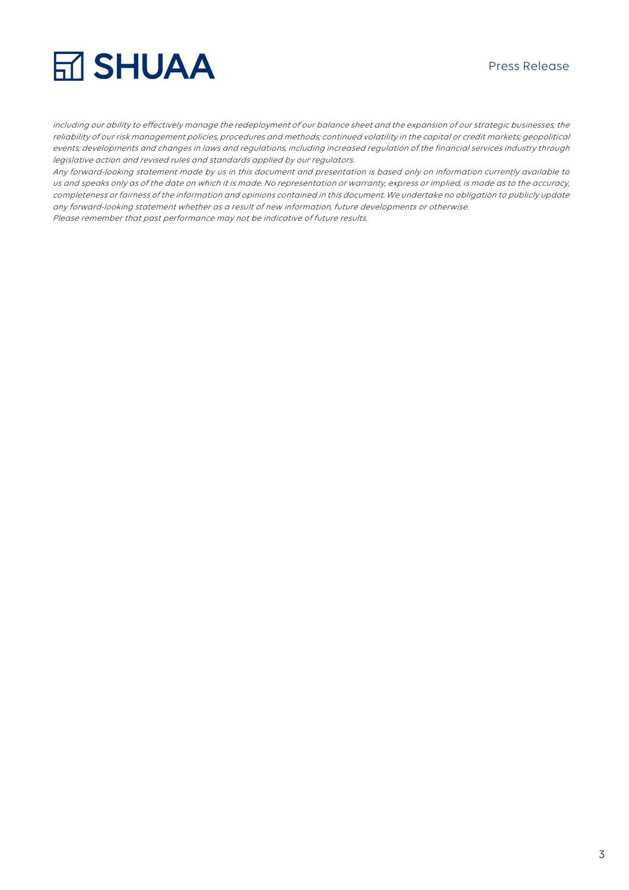*including our ability to effectively manage the redeployment of our balance sheet and the expansion of our strategic businesses; the reliability of our risk management policies, procedures and methods; continued volatility in the capital or credit markets; geopolitical events; developments and changes in laws and regulations, including increased regulation of the financial services industry through legislative action and revised rules and standards applied by our regulators.*

*Any forward-looking statement made by us in this document and presentation is based only on information currently available to us and speaks only as of the date on which it is made. No representation or warranty, express or implied, is made as to the accuracy, completeness or fairness of the information and opinions contained in this document. We undertake no obligation to publicly update any forward-looking statement whether as a result of new information, future developments or otherwise.*

*Please remember that past performance may not be indicative of future results.*